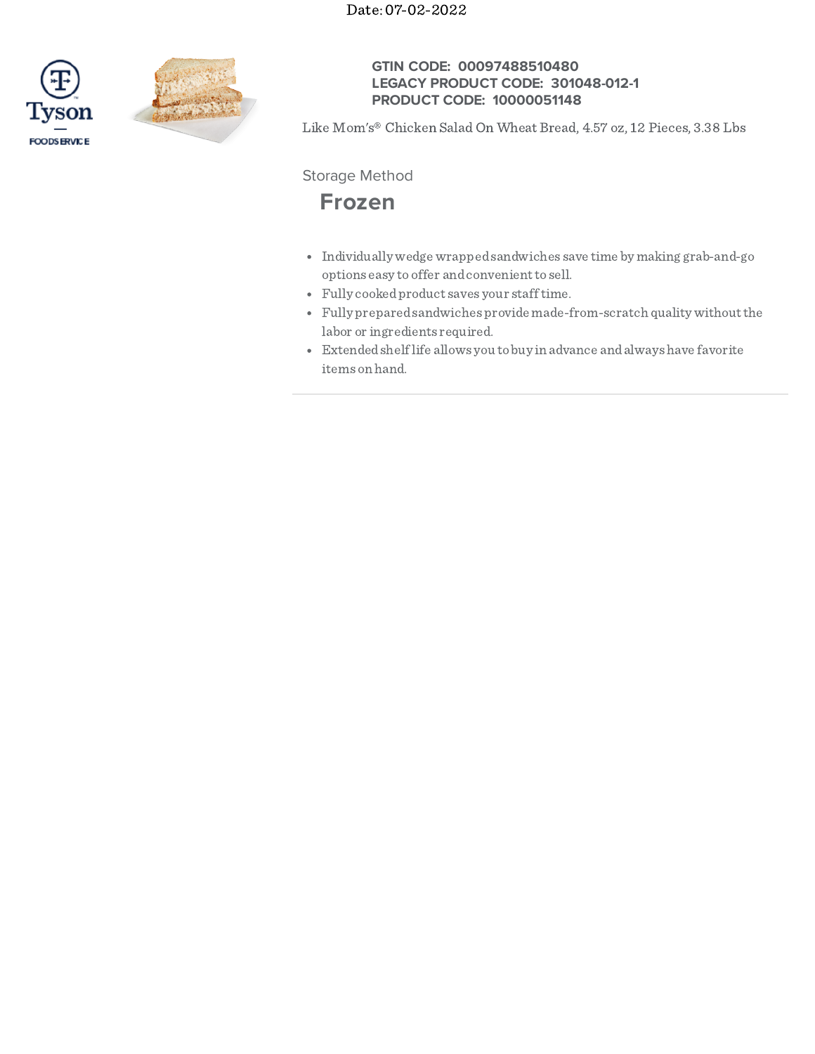Date: 07-02-2022

Tyson FOODSERVICE

**GTIN CODE: 00097488510480**
**LEGACY PRODUCT CODE: 301048-012-1**
**PRODUCT CODE: 10000051148**

Like Mom's® Chicken Salad On Wheat Bread, 4.57 oz, 12 Pieces, 3.38 Lbs

Storage Method

## Frozen

- Individually wedge wrapped sandwiches save time by making grab-and-go options easy to offer and convenient to sell.
- Fully cooked product saves your staff time.
- Fully prepared sandwiches provide made-from-scratch quality without the labor or ingredients required.
- Extended shelf life allows you to buy in advance and always have favorite items on hand.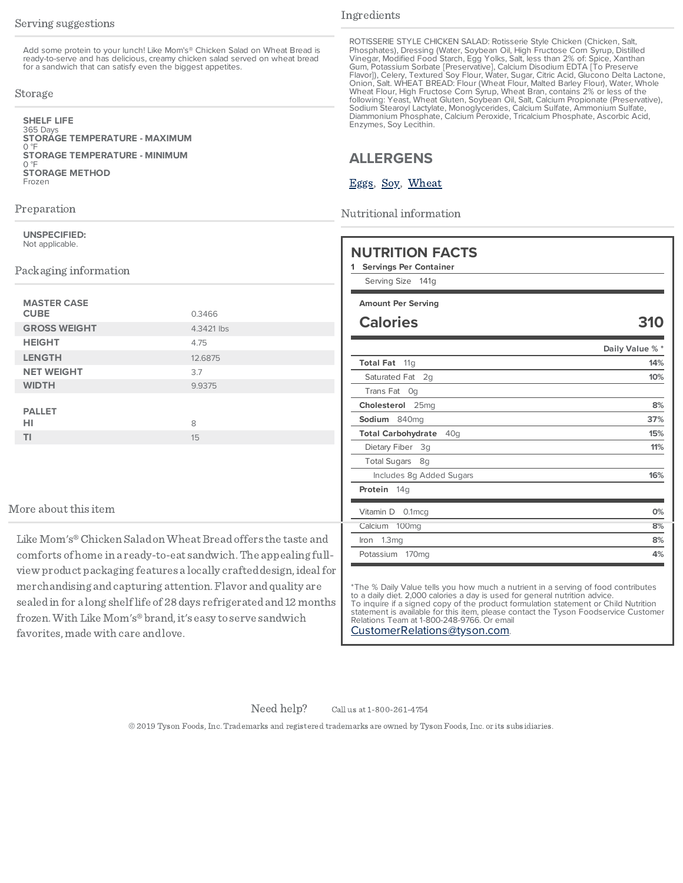## Serving suggestions

Add some protein to your lunch! Like Mom's® Chicken Salad on Wheat Bread is ready-to-serve and has delicious, creamy chicken salad served on wheat bread for a sandwich that can satisfy even the biggest appetites.

## Storage

**SHELF LIFE**
365 Days
**STORAGE TEMPERATURE - MAXIMUM**
0 °F
**STORAGE TEMPERATURE - MINIMUM**
0 °F
**STORAGE METHOD**
Frozen

## Preparation

**UNSPECIFIED:**
Not applicable.

## Packaging information

| | |
|---|---|
| **MASTER CASE** | |
| **CUBE** | 0.3466 |
| **GROSS WEIGHT** | 4.3421 lbs |
| **HEIGHT** | 4.75 |
| **LENGTH** | 12.6875 |
| **NET WEIGHT** | 3.7 |
| **WIDTH** | 9.9375 |
| **PALLET** | |
| **HI** | 8 |
| **TI** | 15 |

## More about this item

Like Mom's® Chicken Salad on Wheat Bread offers the taste and comforts of home in a ready-to-eat sandwich. The appealing full-view product packaging features a locally crafted design, ideal for merchandising and capturing attention. Flavor and quality are sealed in for a long shelf life of 28 days refrigerated and 12 months frozen. With Like Mom's® brand, it's easy to serve sandwich favorites, made with care and love.

## Ingredients

ROTISSERIE STYLE CHICKEN SALAD: Rotisserie Style Chicken (Chicken, Salt, Phosphates), Dressing (Water, Soybean Oil, High Fructose Corn Syrup, Distilled Vinegar, Modified Food Starch, Egg Yolks, Salt, less than 2% of: Spice, Xanthan Gum, Potassium Sorbate [Preservative], Calcium Disodium EDTA [To Preserve Flavor]), Celery, Textured Soy Flour, Water, Sugar, Citric Acid, Glucono Delta Lactone, Onion, Salt. WHEAT BREAD: Flour (Wheat Flour, Malted Barley Flour), Water, Whole Wheat Flour, High Fructose Corn Syrup, Wheat Bran, contains 2% or less of the following: Yeast, Wheat Gluten, Soybean Oil, Salt, Calcium Propionate (Preservative), Sodium Stearoyl Lactylate, Monoglycerides, Calcium Sulfate, Ammonium Sulfate, Diammonium Phosphate, Calcium Peroxide, Tricalcium Phosphate, Ascorbic Acid, Enzymes, Soy Lecithin.

### ALLERGENS

Eggs, Soy, Wheat

## Nutritional information

### NUTRITION FACTS

**1 Servings Per Container**
Serving Size 141g

**Amount Per Serving**
**Calories 310**

| | Daily Value % * |
|---|---|
| **Total Fat** 11g | **14%** |
| Saturated Fat 2g | **10%** |
| Trans Fat 0g | |
| **Cholesterol** 25mg | **8%** |
| **Sodium** 840mg | **37%** |
| **Total Carbohydrate** 40g | **15%** |
| Dietary Fiber 3g | **11%** |
| Total Sugars 8g | |
| Includes 8g Added Sugars | **16%** |
| **Protein** 14g | |
| Vitamin D 0.1mcg | **0%** |
| Calcium 100mg | **8%** |
| Iron 1.3mg | **8%** |
| Potassium 170mg | **4%** |

*The % Daily Value tells you how much a nutrient in a serving of food contributes to a daily diet. 2,000 calories a day is used for general nutrition advice.
To inquire if a signed copy of the product formulation statement or Child Nutrition statement is available for this item, please contact the Tyson Foodservice Customer Relations Team at 1-800-248-9766. Or email CustomerRelations@tyson.com.

Need help? Call us at 1-800-261-4754

© 2019 Tyson Foods, Inc. Trademarks and registered trademarks are owned by Tyson Foods, Inc. or its subsidiaries.